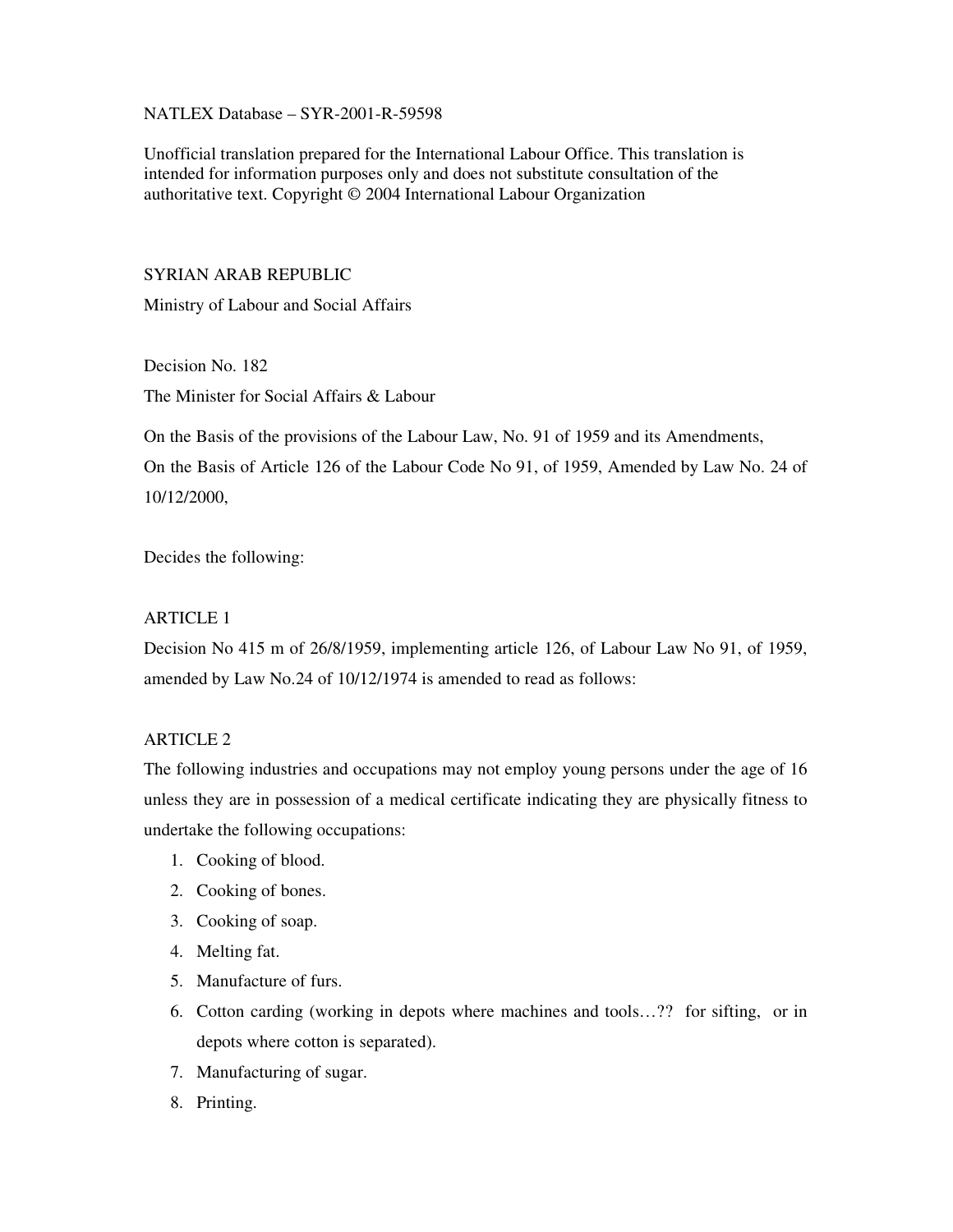NATLEX Database – SYR-2001-R-59598

Unofficial translation prepared for the International Labour Office. This translation is intended for information purposes only and does not substitute consultation of the authoritative text. Copyright © 2004 International Labour Organization

SYRIAN ARAB REPUBLIC

Ministry of Labour and Social Affairs

Decision No. 182

The Minister for Social Affairs & Labour

On the Basis of the provisions of the Labour Law, No. 91 of 1959 and its Amendments,
On the Basis of Article 126 of the Labour Code No 91, of 1959, Amended by Law No. 24 of 10/12/2000,

Decides the following:

ARTICLE 1

Decision No 415 m of 26/8/1959, implementing article 126, of Labour Law No 91, of 1959, amended by Law No.24 of 10/12/1974 is amended to read as follows:

ARTICLE 2

The following industries and occupations may not employ young persons under the age of 16 unless they are in possession of a medical certificate indicating they are physically fitness to undertake the following occupations:

1. Cooking of blood.
2. Cooking of bones.
3. Cooking of soap.
4. Melting fat.
5. Manufacture of furs.
6. Cotton carding (working in depots where machines and tools…?? for sifting, or in depots where cotton is separated).
7. Manufacturing of sugar.
8. Printing.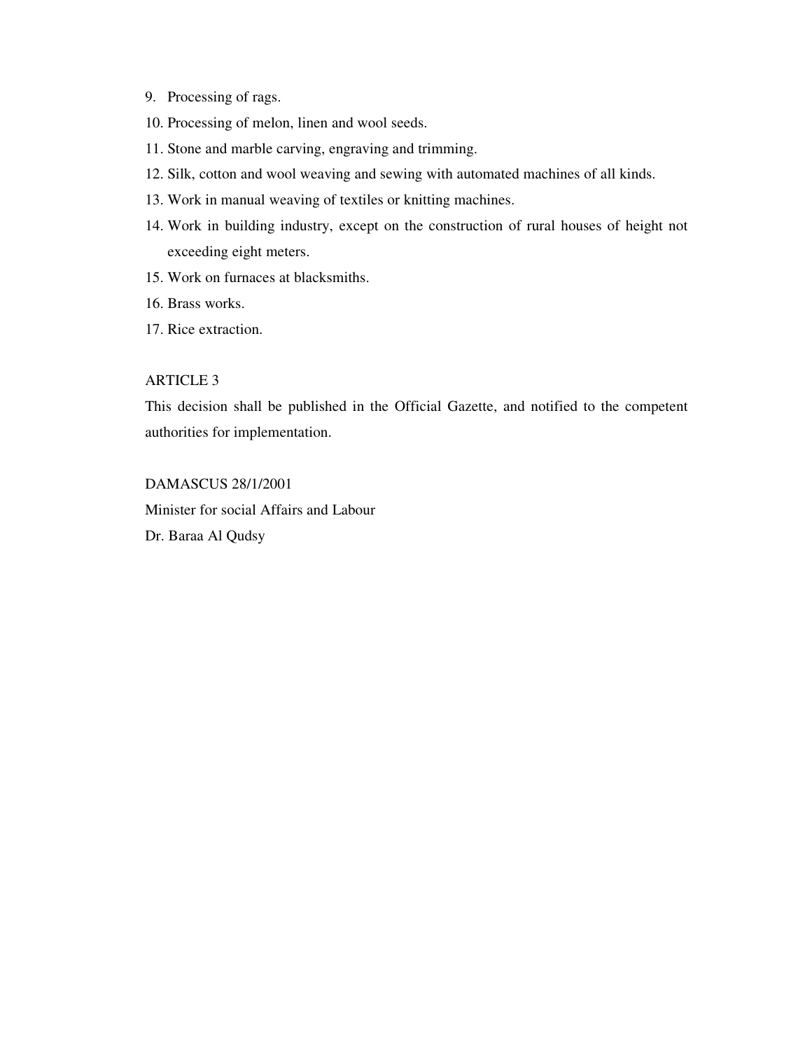9. Processing of rags.
10. Processing of melon, linen and wool seeds.
11. Stone and marble carving, engraving and trimming.
12. Silk, cotton and wool weaving and sewing with automated machines of all kinds.
13. Work in manual weaving of textiles or knitting machines.
14. Work in building industry, except on the construction of rural houses of height not exceeding eight meters.
15. Work on furnaces at blacksmiths.
16. Brass works.
17. Rice extraction.

ARTICLE 3

This decision shall be published in the Official Gazette, and notified to the competent authorities for implementation.

DAMASCUS 28/1/2001

Minister for social Affairs and Labour

Dr. Baraa Al Qudsy